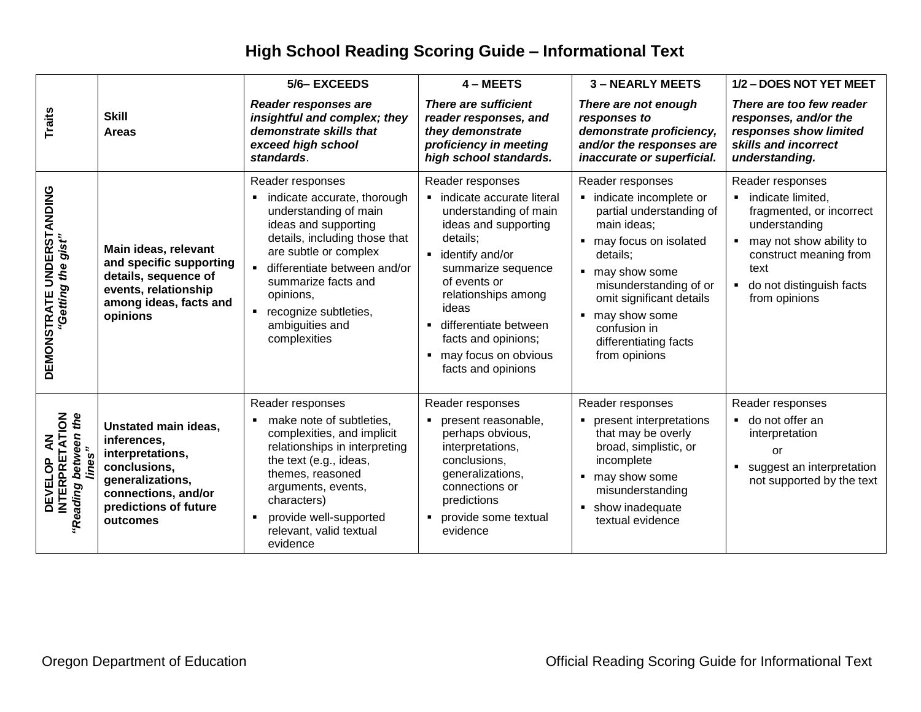# High School Reading Scoring Guide – Informational Text

| Traits | Skill Areas | 5/6– EXCEEDS<br>***Reader responses are insightful and complex; they demonstrate skills that exceed high school standards*.** | 4 – MEETS<br>***There are sufficient reader responses, and they demonstrate proficiency in meeting high school standards.*** | 3 – NEARLY MEETS<br>***There are not enough responses to demonstrate proficiency, and/or the responses are inaccurate or superficial.*** | 1/2 – DOES NOT YET MEET<br>***There are too few reader responses, and/or the responses show limited skills and incorrect understanding.*** |
|---|---|---|---|---|---|
| **DEMONSTRATE UNDERSTANDING** ***"Getting the gist"*** | **Main ideas, relevant and specific supporting details, sequence of events, relationship among ideas, facts and opinions** | Reader responses<br>▪ indicate accurate, thorough understanding of main ideas and supporting details, including those that are subtle or complex<br>▪ differentiate between and/or summarize facts and opinions,<br>▪ recognize subtleties, ambiguities and complexities | Reader responses<br>▪ indicate accurate literal understanding of main ideas and supporting details;<br>▪ identify and/or summarize sequence of events or relationships among ideas<br>▪ differentiate between facts and opinions;<br>▪ may focus on obvious facts and opinions | Reader responses<br>▪ indicate incomplete or partial understanding of main ideas;<br>▪ may focus on isolated details;<br>▪ may show some misunderstanding of or omit significant details<br>▪ may show some confusion in differentiating facts from opinions | Reader responses<br>▪ indicate limited, fragmented, or incorrect understanding<br>▪ may not show ability to construct meaning from text<br>▪ do not distinguish facts from opinions |
| **DEVELOP AN INTERPRETATION** ***"Reading between the lines"*** | **Unstated main ideas, inferences, interpretations, conclusions, generalizations, connections, and/or predictions of future outcomes** | Reader responses<br>▪ make note of subtleties, complexities, and implicit relationships in interpreting the text (e.g., ideas, themes, reasoned arguments, events, characters)<br>▪ provide well-supported relevant, valid textual evidence | Reader responses<br>▪ present reasonable, perhaps obvious, interpretations, conclusions, generalizations, connections or predictions<br>▪ provide some textual evidence | Reader responses<br>▪ present interpretations that may be overly broad, simplistic, or incomplete<br>▪ may show some misunderstanding<br>▪ show inadequate textual evidence | Reader responses<br>▪ do not offer an interpretation<br>or<br>▪ suggest an interpretation not supported by the text |

Oregon Department of Education — Official Reading Scoring Guide for Informational Text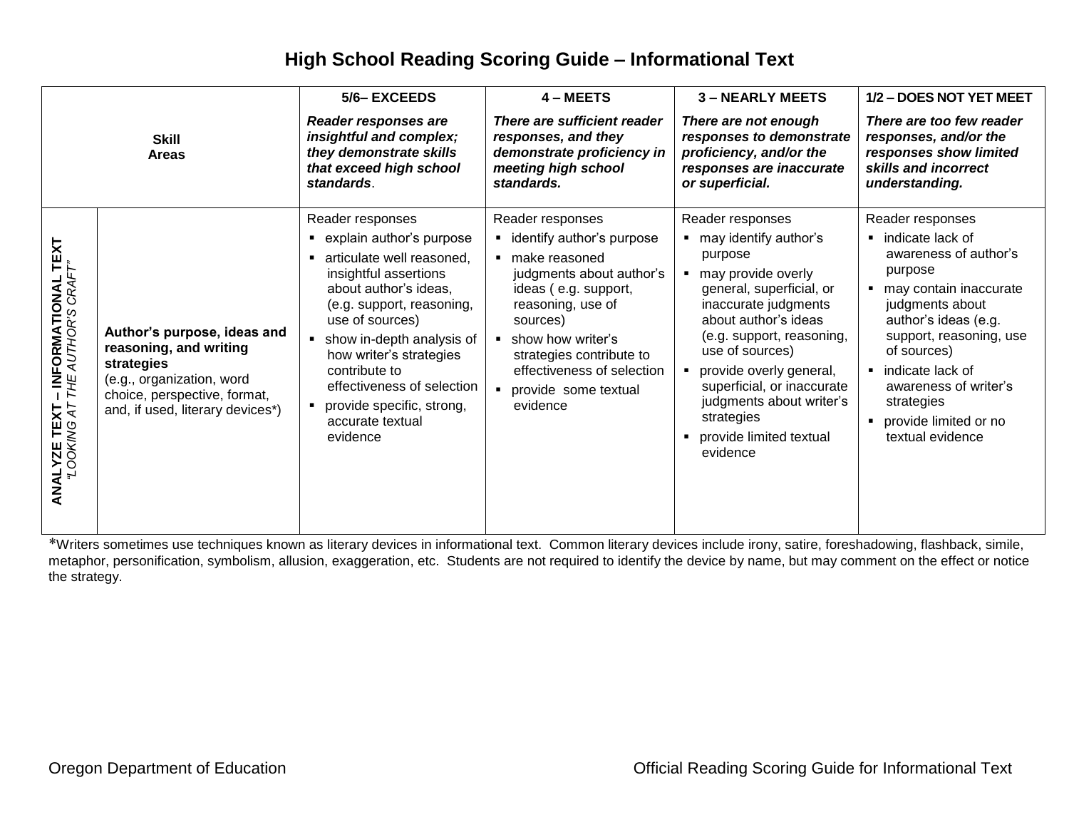# High School Reading Scoring Guide – Informational Text

| Skill Areas | | 5/6– EXCEEDS<br>***Reader responses are insightful and complex; they demonstrate skills that exceed high school standards*.** | 4 – MEETS<br>***There are sufficient reader responses, and they demonstrate proficiency in meeting high school standards.*** | 3 – NEARLY MEETS<br>***There are not enough responses to demonstrate proficiency, and/or the responses are inaccurate or superficial.*** | 1/2 – DOES NOT YET MEET<br>***There are too few reader responses, and/or the responses show limited skills and incorrect understanding.*** |
|---|---|---|---|---|---|
| **ANALYZE TEXT – INFORMATIONAL TEXT**<br>*"LOOKING AT THE AUTHOR'S CRAFT"* | **Author's purpose, ideas and reasoning, and writing strategies**<br>(e.g., organization, word choice, perspective, format, and, if used, literary devices*) | Reader responses<br>▪ explain author's purpose<br>▪ articulate well reasoned, insightful assertions about author's ideas, (e.g. support, reasoning, use of sources)<br>▪ show in-depth analysis of how writer's strategies contribute to effectiveness of selection<br>▪ provide specific, strong, accurate textual evidence | Reader responses<br>▪ identify author's purpose<br>▪ make reasoned judgments about author's ideas ( e.g. support, reasoning, use of sources)<br>▪ show how writer's strategies contribute to effectiveness of selection<br>▪ provide some textual evidence | Reader responses<br>▪ may identify author's purpose<br>▪ may provide overly general, superficial, or inaccurate judgments about author's ideas (e.g. support, reasoning, use of sources)<br>▪ provide overly general, superficial, or inaccurate judgments about writer's strategies<br>▪ provide limited textual evidence | Reader responses<br>▪ indicate lack of awareness of author's purpose<br>▪ may contain inaccurate judgments about author's ideas (e.g. support, reasoning, use of sources)<br>▪ indicate lack of awareness of writer's strategies<br>▪ provide limited or no textual evidence |

*Writers sometimes use techniques known as literary devices in informational text. Common literary devices include irony, satire, foreshadowing, flashback, simile, metaphor, personification, symbolism, allusion, exaggeration, etc. Students are not required to identify the device by name, but may comment on the effect or notice the strategy.